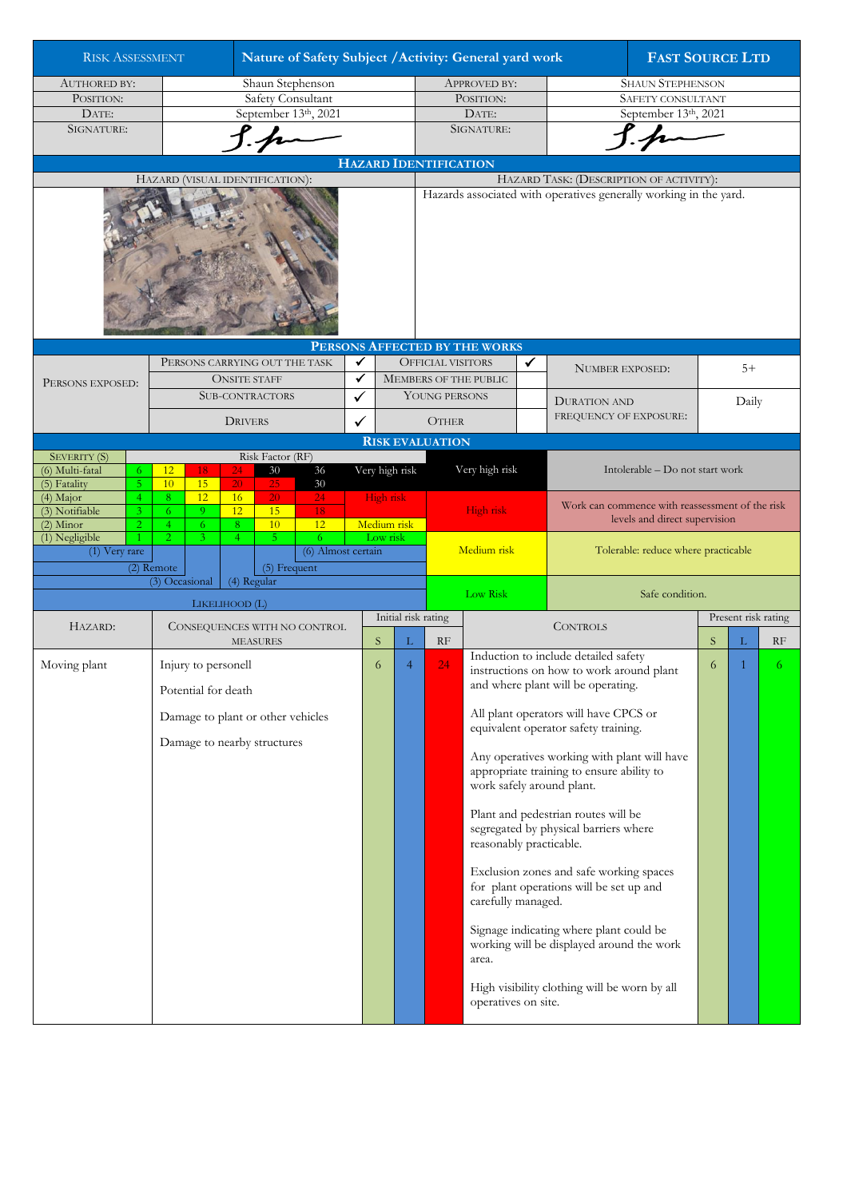| RISK ASSESSMENT | Nature of Safety Subject / Activity: General yard work | | FAST SOURCE LTD |
|---|---|---|---|
| AUTHORED BY: | Shaun Stephenson | APPROVED BY: | SHAUN STEPHENSON |
| POSITION: | Safety Consultant | POSITION: | SAFETY CONSULTANT |
| DATE: | September 13th, 2021 | DATE: | September 13th, 2021 |
| SIGNATURE: | S. Ste | SIGNATURE: | S. Ste |

## HAZARD IDENTIFICATION

| HAZARD (VISUAL IDENTIFICATION): | HAZARD TASK: (DESCRIPTION OF ACTIVITY): |
|---|---|
| | Hazards associated with operatives generally working in the yard. |

## PERSONS AFFECTED BY THE WORKS

| PERSONS EXPOSED: | | | | | | |
|---|---|---|---|---|---|---|
| | PERSONS CARRYING OUT THE TASK | ✓ | OFFICIAL VISITORS | ✓ | NUMBER EXPOSED: | 5+ |
| | ONSITE STAFF | ✓ | MEMBERS OF THE PUBLIC | | | |
| | SUB-CONTRACTORS | ✓ | YOUNG PERSONS | | DURATION AND FREQUENCY OF EXPOSURE: | Daily |
| | DRIVERS | ✓ | OTHER | | | |

## RISK EVALUATION

| SEVERITY (S) | | Risk Factor (RF) | | | | | | | | |
|---|---|---|---|---|---|---|---|---|---|---|
| (6) Multi-fatal | 6 | 12 | 18 | 24 | 30 | 36 | Very high risk | Very high risk | Intolerable – Do not start work |
| (5) Fatality | 5 | 10 | 15 | 20 | 25 | 30 | | | |
| (4) Major | 4 | 8 | 12 | 16 | 20 | 24 | High risk | High risk | Work can commence with reassessment of the risk levels and direct supervision |
| (3) Notifiable | 3 | 6 | 9 | 12 | 15 | 18 | | | |
| (2) Minor | 2 | 4 | 6 | 8 | 10 | 12 | Medium risk | Medium risk | Tolerable: reduce where practicable |
| (1) Negligible | 1 | 2 | 3 | 4 | 5 | 6 | Low risk | | |
| | (1) Very rare | (2) Remote | (3) Occasional | (4) Regular | (5) Frequent | (6) Almost certain | | Low Risk | Safe condition. |
| LIKELIHOOD (L) | | | | | | | | | |

| HAZARD: | CONSEQUENCES WITH NO CONTROL MEASURES | Initial risk rating S | L | RF | CONTROLS | Present risk rating S | L | RF |
|---|---|---|---|---|---|---|---|---|
| Moving plant | Injury to personell<br><br>Potential for death<br><br>Damage to plant or other vehicles<br><br>Damage to nearby structures | 6 | 4 | 24 | Induction to include detailed safety instructions on how to work around plant and where plant will be operating.<br><br>All plant operators will have CPCS or equivalent operator safety training.<br><br>Any operatives working with plant will have appropriate training to ensure ability to work safely around plant.<br><br>Plant and pedestrian routes will be segregated by physical barriers where reasonably practicable.<br><br>Exclusion zones and safe working spaces for plant operations will be set up and carefully managed.<br><br>Signage indicating where plant could be working will be displayed around the work area.<br><br>High visibility clothing will be worn by all operatives on site. | 6 | 1 | 6 |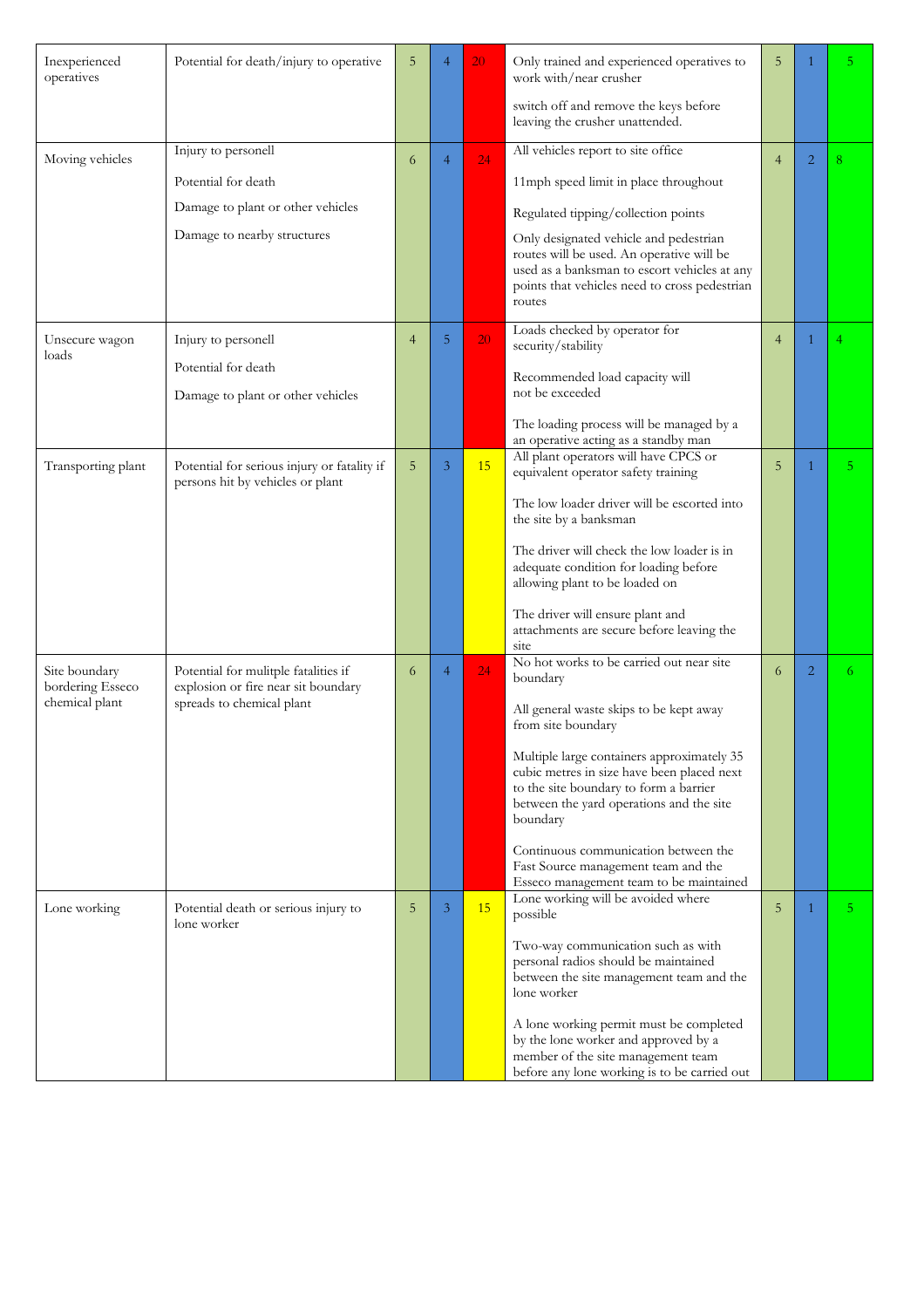| | | | | | | | | |
|---|---|---|---|---|---|---|---|---|
| Inexperienced operatives | Potential for death/injury to operative | 5 | 4 | 20 | Only trained and experienced operatives to work with/near crusher<br><br>switch off and remove the keys before leaving the crusher unattended. | 5 | 1 | 5 |
| Moving vehicles | Injury to personell<br><br>Potential for death<br><br>Damage to plant or other vehicles<br><br>Damage to nearby structures | 6 | 4 | 24 | All vehicles report to site office<br><br>11mph speed limit in place throughout<br><br>Regulated tipping/collection points<br><br>Only designated vehicle and pedestrian routes will be used. An operative will be used as a banksman to escort vehicles at any points that vehicles need to cross pedestrian routes | 4 | 2 | 8 |
| Unsecure wagon loads | Injury to personell<br><br>Potential for death<br><br>Damage to plant or other vehicles | 4 | 5 | 20 | Loads checked by operator for security/stability<br><br>Recommended load capacity will not be exceeded<br><br>The loading process will be managed by a an operative acting as a standby man | 4 | 1 | 4 |
| Transporting plant | Potential for serious injury or fatality if persons hit by vehicles or plant | 5 | 3 | 15 | All plant operators will have CPCS or equivalent operator safety training<br><br>The low loader driver will be escorted into the site by a banksman<br><br>The driver will check the low loader is in adequate condition for loading before allowing plant to be loaded on<br><br>The driver will ensure plant and attachments are secure before leaving the site | 5 | 1 | 5 |
| Site boundary bordering Esseco chemical plant | Potential for mulitple fatalities if explosion or fire near sit boundary spreads to chemical plant | 6 | 4 | 24 | No hot works to be carried out near site boundary<br><br>All general waste skips to be kept away from site boundary<br><br>Multiple large containers approximately 35 cubic metres in size have been placed next to the site boundary to form a barrier between the yard operations and the site boundary<br><br>Continuous communication between the Fast Source management team and the Esseco management team to be maintained | 6 | 2 | 6 |
| Lone working | Potential death or serious injury to lone worker | 5 | 3 | 15 | Lone working will be avoided where possible<br><br>Two-way communication such as with personal radios should be maintained between the site management team and the lone worker<br><br>A lone working permit must be completed by the lone worker and approved by a member of the site management team before any lone working is to be carried out | 5 | 1 | 5 |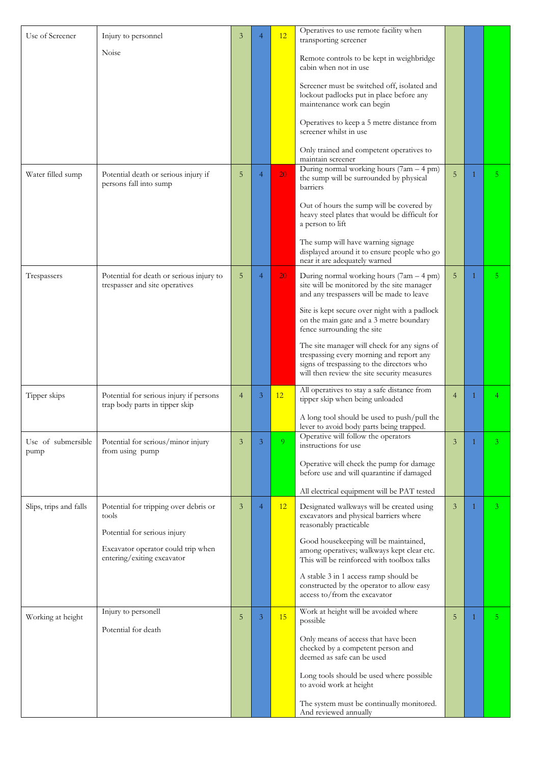| | | | | | | | | |
|---|---|---|---|---|---|---|---|---|
| Use of Screener | Injury to personnel<br><br>Noise | 3 | 4 | 12 | Operatives to use remote facility when transporting screener<br><br>Remote controls to be kept in weighbridge cabin when not in use<br><br>Screener must be switched off, isolated and lockout padlocks put in place before any maintenance work can begin<br><br>Operatives to keep a 5 metre distance from screener whilst in use<br><br>Only trained and competent operatives to maintain screener | | | |
| Water filled sump | Potential death or serious injury if persons fall into sump | 5 | 4 | 20 | During normal working hours (7am – 4 pm) the sump will be surrounded by physical barriers<br><br>Out of hours the sump will be covered by heavy steel plates that would be difficult for a person to lift<br><br>The sump will have warning signage displayed around it to ensure people who go near it are adequately warned | 5 | 1 | 5 |
| Trespassers | Potential for death or serious injury to trespasser and site operatives | 5 | 4 | 20 | During normal working hours (7am – 4 pm) site will be monitored by the site manager and any trespassers will be made to leave<br><br>Site is kept secure over night with a padlock on the main gate and a 3 metre boundary fence surrounding the site<br><br>The site manager will check for any signs of trespassing every morning and report any signs of trespassing to the directors who will then review the site security measures | 5 | 1 | 5 |
| Tipper skips | Potential for serious injury if persons trap body parts in tipper skip | 4 | 3 | 12 | All operatives to stay a safe distance from tipper skip when being unloaded<br><br>A long tool should be used to push/pull the lever to avoid body parts being trapped. | 4 | 1 | 4 |
| Use of submersible pump | Potential for serious/minor injury from using pump | 3 | 3 | 9 | Operative will follow the operators instructions for use<br><br>Operative will check the pump for damage before use and will quarantine if damaged<br><br>All electrical equipment will be PAT tested | 3 | 1 | 3 |
| Slips, trips and falls | Potential for tripping over debris or tools<br><br>Potential for serious injury<br><br>Excavator operator could trip when entering/exiting excavator | 3 | 4 | 12 | Designated walkways will be created using excavators and physical barriers where reasonably practicable<br><br>Good housekeeping will be maintained, among operatives; walkways kept clear etc. This will be reinforced with toolbox talks<br><br>A stable 3 in 1 access ramp should be constructed by the operator to allow easy access to/from the excavator | 3 | 1 | 3 |
| Working at height | Injury to personell<br><br>Potential for death | 5 | 3 | 15 | Work at height will be avoided where possible<br><br>Only means of access that have been checked by a competent person and deemed as safe can be used<br><br>Long tools should be used where possible to avoid work at height<br><br>The system must be continually monitored. And reviewed annually | 5 | 1 | 5 |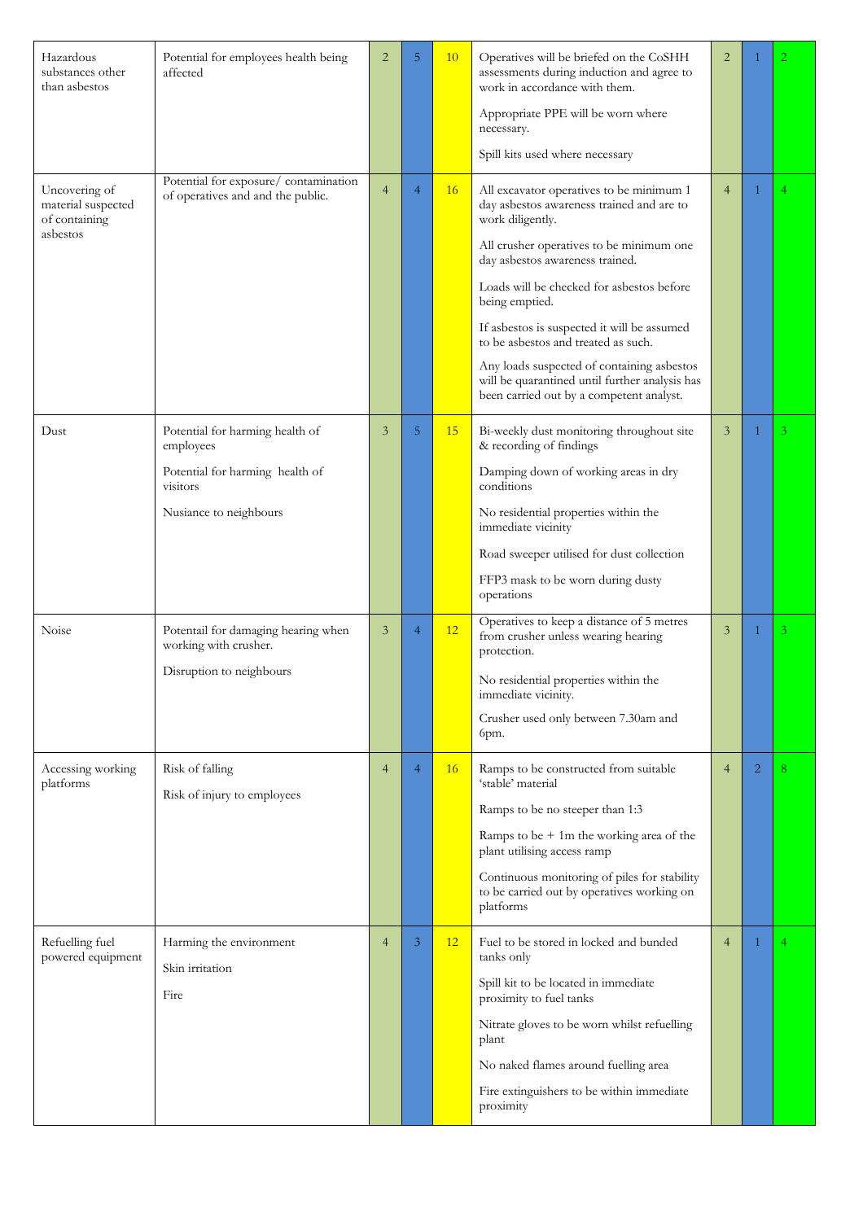| | | | | | | | | |
|---|---|---|---|---|---|---|---|---|
| Hazardous substances other than asbestos | Potential for employees health being affected | 2 | 5 | 10 | Operatives will be briefed on the CoSHH assessments during induction and agree to work in accordance with them.<br><br>Appropriate PPE will be worn where necessary.<br><br>Spill kits used where necessary | 2 | 1 | 2 |
| Uncovering of material suspected of containing asbestos | Potential for exposure/ contamination of operatives and and the public. | 4 | 4 | 16 | All excavator operatives to be minimum 1 day asbestos awareness trained and are to work diligently.<br><br>All crusher operatives to be minimum one day asbestos awareness trained.<br><br>Loads will be checked for asbestos before being emptied.<br><br>If asbestos is suspected it will be assumed to be asbestos and treated as such.<br><br>Any loads suspected of containing asbestos will be quarantined until further analysis has been carried out by a competent analyst. | 4 | 1 | 4 |
| Dust | Potential for harming health of employees<br><br>Potential for harming health of visitors<br><br>Nusiance to neighbours | 3 | 5 | 15 | Bi-weekly dust monitoring throughout site & recording of findings<br><br>Damping down of working areas in dry conditions<br><br>No residential properties within the immediate vicinity<br><br>Road sweeper utilised for dust collection<br><br>FFP3 mask to be worn during dusty operations | 3 | 1 | 3 |
| Noise | Potentail for damaging hearing when working with crusher.<br><br>Disruption to neighbours | 3 | 4 | 12 | Operatives to keep a distance of 5 metres from crusher unless wearing hearing protection.<br><br>No residential properties within the immediate vicinity.<br><br>Crusher used only between 7.30am and 6pm. | 3 | 1 | 3 |
| Accessing working platforms | Risk of falling<br><br>Risk of injury to employees | 4 | 4 | 16 | Ramps to be constructed from suitable 'stable' material<br><br>Ramps to be no steeper than 1:3<br><br>Ramps to be + 1m the working area of the plant utilising access ramp<br><br>Continuous monitoring of piles for stability to be carried out by operatives working on platforms | 4 | 2 | 8 |
| Refuelling fuel powered equipment | Harming the environment<br><br>Skin irritation<br><br>Fire | 4 | 3 | 12 | Fuel to be stored in locked and bunded tanks only<br><br>Spill kit to be located in immediate proximity to fuel tanks<br><br>Nitrate gloves to be worn whilst refuelling plant<br><br>No naked flames around fuelling area<br><br>Fire extinguishers to be within immediate proximity | 4 | 1 | 4 |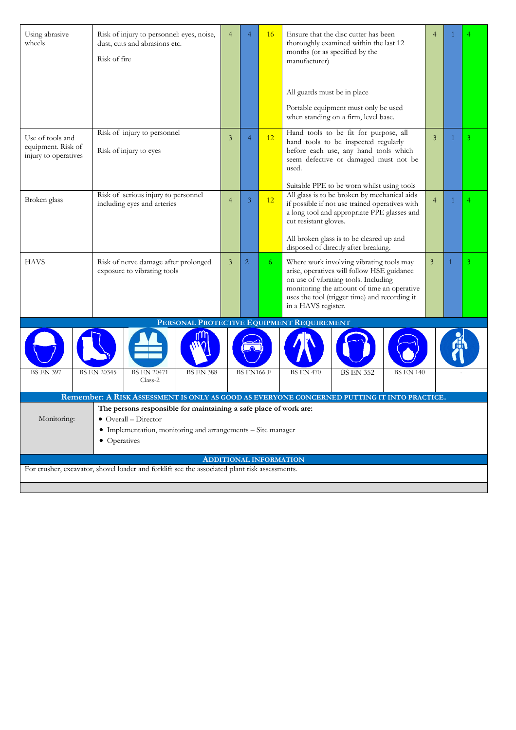| | | | | | | | | |
|---|---|---|---|---|---|---|---|---|
| Using abrasive wheels | Risk of injury to personnel: eyes, noise, dust, cuts and abrasions etc.<br><br>Risk of fire | 4 | 4 | 16 | Ensure that the disc cutter has been thoroughly examined within the last 12 months (or as specified by the manufacturer)<br><br>All guards must be in place<br><br>Portable equipment must only be used when standing on a firm, level base. | 4 | 1 | 4 |
| Use of tools and equipment. Risk of injury to operatives | Risk of injury to personnel<br><br>Risk of injury to eyes | 3 | 4 | 12 | Hand tools to be fit for purpose, all hand tools to be inspected regularly before each use, any hand tools which seem defective or damaged must not be used.<br><br>Suitable PPE to be worn whilst using tools | 3 | 1 | 3 |
| Broken glass | Risk of serious injury to personnel including eyes and arteries | 4 | 3 | 12 | All glass is to be broken by mechanical aids if possible if not use trained operatives with a long tool and appropriate PPE glasses and cut resistant gloves.<br><br>All broken glass is to be cleared up and disposed of directly after breaking. | 4 | 1 | 4 |
| HAVS | Risk of nerve damage after prolonged exposure to vibrating tools | 3 | 2 | 6 | Where work involving vibrating tools may arise, operatives will follow HSE guidance on use of vibrating tools. Including monitoring the amount of time an operative uses the tool (trigger time) and recording it in a HAVS register. | 3 | 1 | 3 |

**PERSONAL PROTECTIVE EQUIPMENT REQUIREMENT**

| | | | | | | | | |
|---|---|---|---|---|---|---|---|---|
| BS EN 397 | BS EN 20345 | BS EN 20471 Class-2 | BS EN 388 | BS EN166 F | BS EN 470 | BS EN 352 | BS EN 140 | - |

**Remember: A Risk Assessment is only as good as everyone concerned putting it into practice.**

| | |
|---|---|
| Monitoring: | **The persons responsible for maintaining a safe place of work are:**<br>• Overall – Director<br>• Implementation, monitoring and arrangements – Site manager<br>• Operatives |

**ADDITIONAL INFORMATION**

For crusher, excavator, shovel loader and forklift see the associated plant risk assessments.